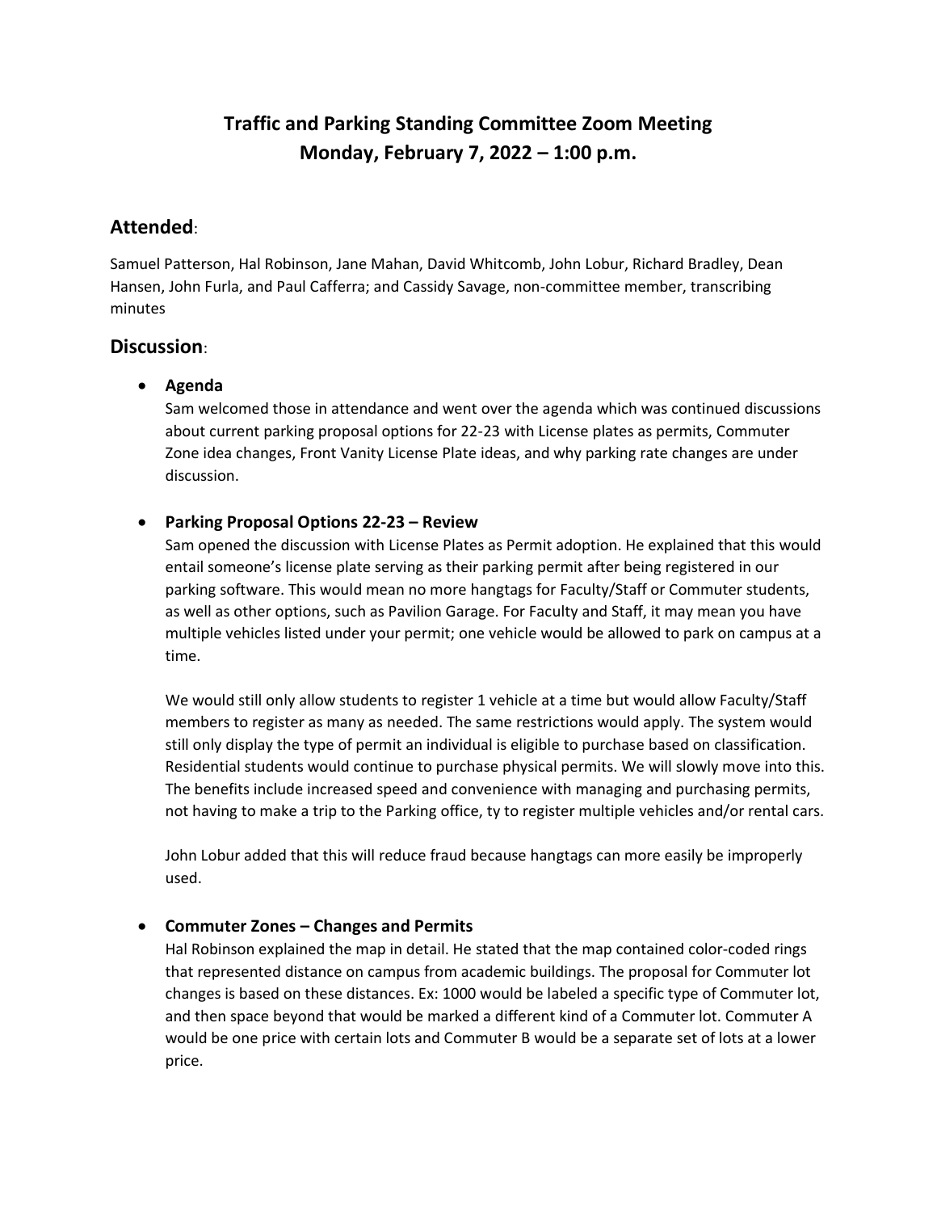# Traffic and Parking Standing Committee Zoom Meeting
# Monday, February 7, 2022 – 1:00 p.m.

## Attended:

Samuel Patterson, Hal Robinson, Jane Mahan, David Whitcomb, John Lobur, Richard Bradley, Dean Hansen, John Furla, and Paul Cafferra; and Cassidy Savage, non-committee member, transcribing minutes

## Discussion:

- **Agenda**
  Sam welcomed those in attendance and went over the agenda which was continued discussions about current parking proposal options for 22-23 with License plates as permits, Commuter Zone idea changes, Front Vanity License Plate ideas, and why parking rate changes are under discussion.

- **Parking Proposal Options 22-23 – Review**
  Sam opened the discussion with License Plates as Permit adoption. He explained that this would entail someone's license plate serving as their parking permit after being registered in our parking software. This would mean no more hangtags for Faculty/Staff or Commuter students, as well as other options, such as Pavilion Garage. For Faculty and Staff, it may mean you have multiple vehicles listed under your permit; one vehicle would be allowed to park on campus at a time.

  We would still only allow students to register 1 vehicle at a time but would allow Faculty/Staff members to register as many as needed. The same restrictions would apply. The system would still only display the type of permit an individual is eligible to purchase based on classification. Residential students would continue to purchase physical permits. We will slowly move into this. The benefits include increased speed and convenience with managing and purchasing permits, not having to make a trip to the Parking office, ty to register multiple vehicles and/or rental cars.

  John Lobur added that this will reduce fraud because hangtags can more easily be improperly used.

- **Commuter Zones – Changes and Permits**
  Hal Robinson explained the map in detail. He stated that the map contained color-coded rings that represented distance on campus from academic buildings. The proposal for Commuter lot changes is based on these distances. Ex: 1000 would be labeled a specific type of Commuter lot, and then space beyond that would be marked a different kind of a Commuter lot. Commuter A would be one price with certain lots and Commuter B would be a separate set of lots at a lower price.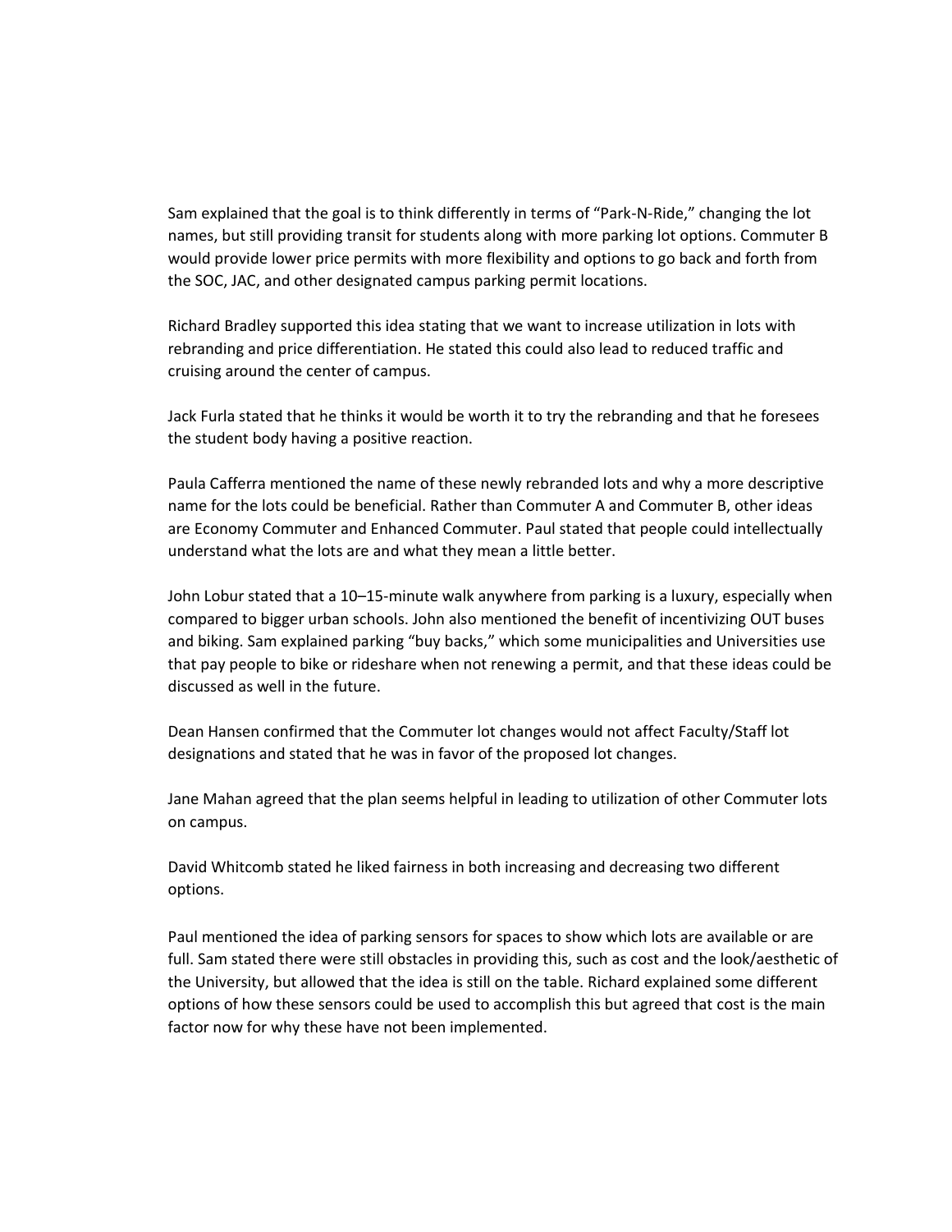Sam explained that the goal is to think differently in terms of "Park-N-Ride," changing the lot names, but still providing transit for students along with more parking lot options. Commuter B would provide lower price permits with more flexibility and options to go back and forth from the SOC, JAC, and other designated campus parking permit locations.

Richard Bradley supported this idea stating that we want to increase utilization in lots with rebranding and price differentiation. He stated this could also lead to reduced traffic and cruising around the center of campus.

Jack Furla stated that he thinks it would be worth it to try the rebranding and that he foresees the student body having a positive reaction.

Paula Cafferra mentioned the name of these newly rebranded lots and why a more descriptive name for the lots could be beneficial. Rather than Commuter A and Commuter B, other ideas are Economy Commuter and Enhanced Commuter. Paul stated that people could intellectually understand what the lots are and what they mean a little better.

John Lobur stated that a 10–15-minute walk anywhere from parking is a luxury, especially when compared to bigger urban schools. John also mentioned the benefit of incentivizing OUT buses and biking. Sam explained parking "buy backs," which some municipalities and Universities use that pay people to bike or rideshare when not renewing a permit, and that these ideas could be discussed as well in the future.

Dean Hansen confirmed that the Commuter lot changes would not affect Faculty/Staff lot designations and stated that he was in favor of the proposed lot changes.

Jane Mahan agreed that the plan seems helpful in leading to utilization of other Commuter lots on campus.

David Whitcomb stated he liked fairness in both increasing and decreasing two different options.

Paul mentioned the idea of parking sensors for spaces to show which lots are available or are full. Sam stated there were still obstacles in providing this, such as cost and the look/aesthetic of the University, but allowed that the idea is still on the table. Richard explained some different options of how these sensors could be used to accomplish this but agreed that cost is the main factor now for why these have not been implemented.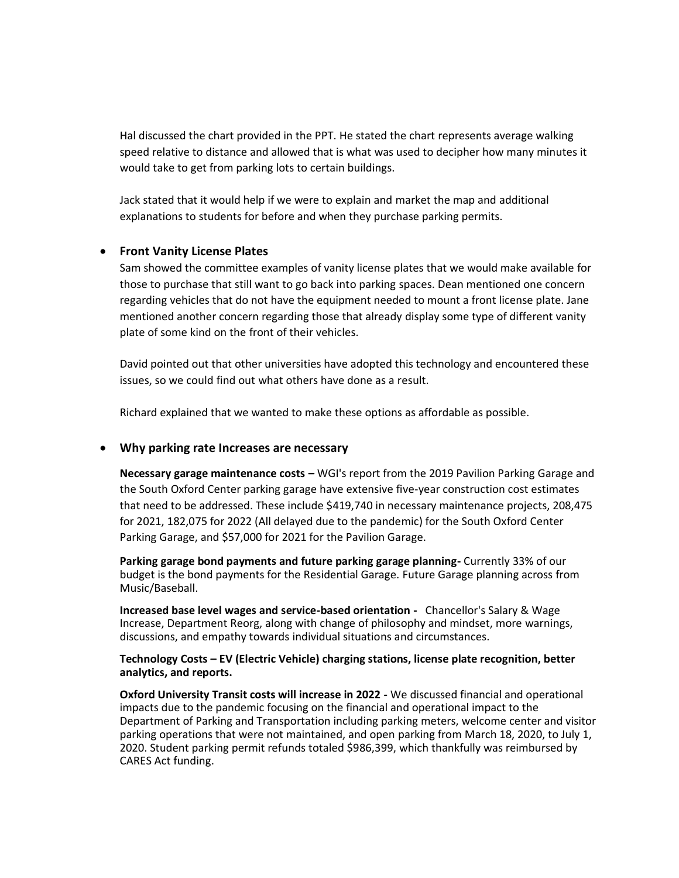Hal discussed the chart provided in the PPT. He stated the chart represents average walking speed relative to distance and allowed that is what was used to decipher how many minutes it would take to get from parking lots to certain buildings.

Jack stated that it would help if we were to explain and market the map and additional explanations to students for before and when they purchase parking permits.

- **Front Vanity License Plates**

  Sam showed the committee examples of vanity license plates that we would make available for those to purchase that still want to go back into parking spaces. Dean mentioned one concern regarding vehicles that do not have the equipment needed to mount a front license plate. Jane mentioned another concern regarding those that already display some type of different vanity plate of some kind on the front of their vehicles.

  David pointed out that other universities have adopted this technology and encountered these issues, so we could find out what others have done as a result.

  Richard explained that we wanted to make these options as affordable as possible.

- **Why parking rate Increases are necessary**

  **Necessary garage maintenance costs –** WGI's report from the 2019 Pavilion Parking Garage and the South Oxford Center parking garage have extensive five-year construction cost estimates that need to be addressed. These include $419,740 in necessary maintenance projects, 208,475 for 2021, 182,075 for 2022 (All delayed due to the pandemic) for the South Oxford Center Parking Garage, and $57,000 for 2021 for the Pavilion Garage.

  **Parking garage bond payments and future parking garage planning-** Currently 33% of our budget is the bond payments for the Residential Garage. Future Garage planning across from Music/Baseball.

  **Increased base level wages and service-based orientation -** Chancellor's Salary & Wage Increase, Department Reorg, along with change of philosophy and mindset, more warnings, discussions, and empathy towards individual situations and circumstances.

  **Technology Costs – EV (Electric Vehicle) charging stations, license plate recognition, better analytics, and reports.**

  **Oxford University Transit costs will increase in 2022 -** We discussed financial and operational impacts due to the pandemic focusing on the financial and operational impact to the Department of Parking and Transportation including parking meters, welcome center and visitor parking operations that were not maintained, and open parking from March 18, 2020, to July 1, 2020. Student parking permit refunds totaled $986,399, which thankfully was reimbursed by CARES Act funding.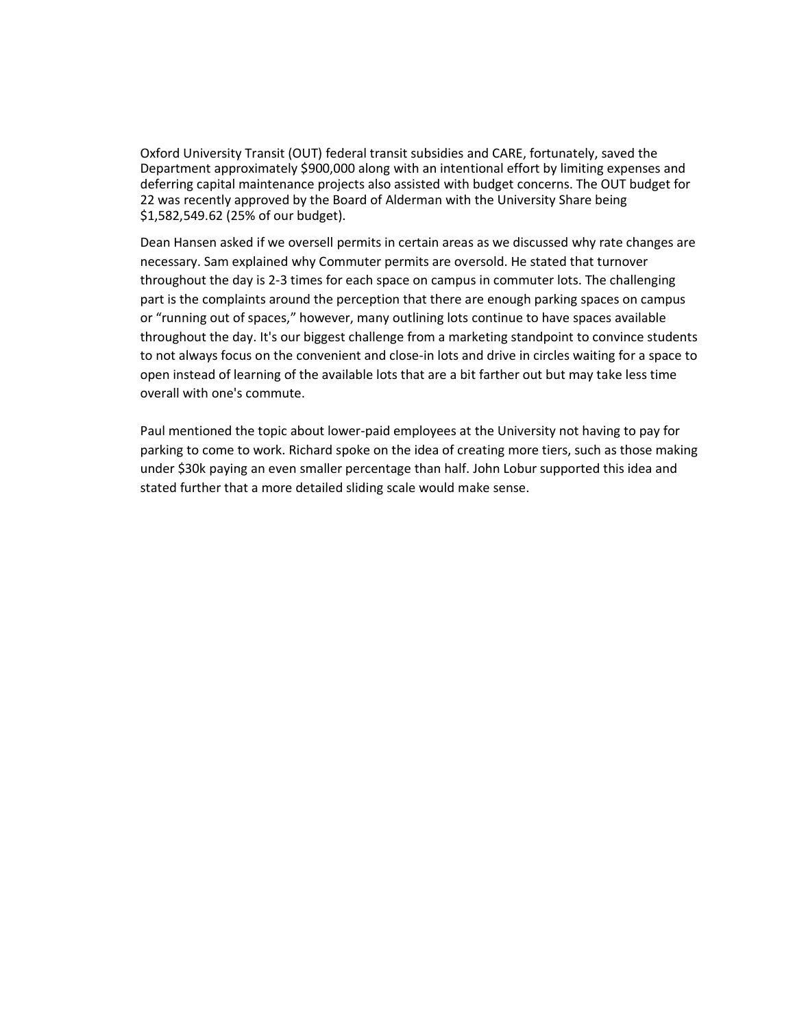Oxford University Transit (OUT) federal transit subsidies and CARE, fortunately, saved the Department approximately $900,000 along with an intentional effort by limiting expenses and deferring capital maintenance projects also assisted with budget concerns. The OUT budget for 22 was recently approved by the Board of Alderman with the University Share being $1,582,549.62 (25% of our budget).

Dean Hansen asked if we oversell permits in certain areas as we discussed why rate changes are necessary. Sam explained why Commuter permits are oversold. He stated that turnover throughout the day is 2-3 times for each space on campus in commuter lots. The challenging part is the complaints around the perception that there are enough parking spaces on campus or "running out of spaces," however, many outlining lots continue to have spaces available throughout the day. It's our biggest challenge from a marketing standpoint to convince students to not always focus on the convenient and close-in lots and drive in circles waiting for a space to open instead of learning of the available lots that are a bit farther out but may take less time overall with one's commute.

Paul mentioned the topic about lower-paid employees at the University not having to pay for parking to come to work. Richard spoke on the idea of creating more tiers, such as those making under $30k paying an even smaller percentage than half. John Lobur supported this idea and stated further that a more detailed sliding scale would make sense.